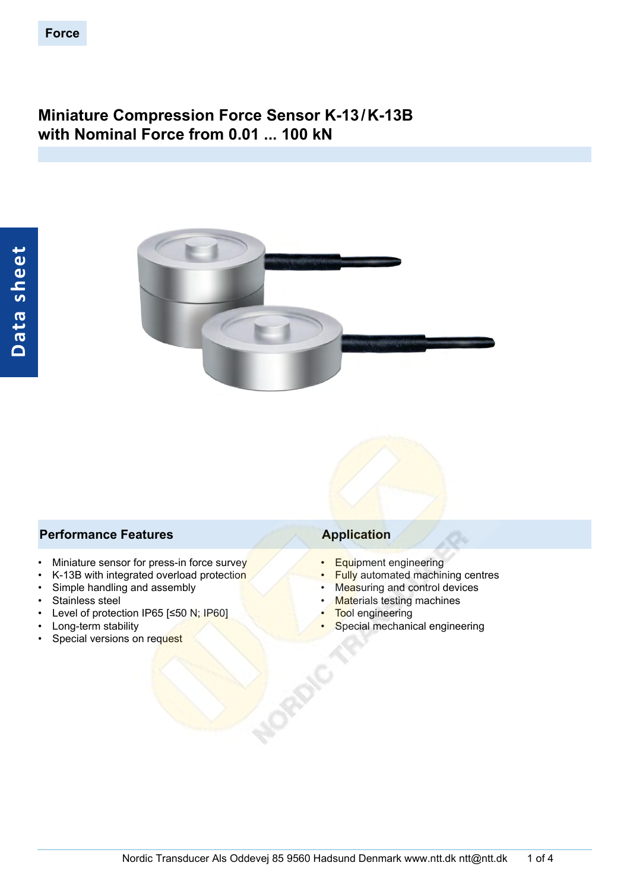Force

# Miniature Compression Force Sensor K-13 / K-13B with Nominal Force from 0.01 ... 100 kN

Data sheet

## Performance Features

- Miniature sensor for press-in force survey
- K-13B with integrated overload protection
- Simple handling and assembly
- Stainless steel
- Level of protection IP65 [≤50 N; IP60]
- Long-term stability
- Special versions on request

## Application

- Equipment engineering
- Fully automated machining centres
- Measuring and control devices
- Materials testing machines
- Tool engineering
- Special mechanical engineering

Nordic Transducer Als Oddevej 85 9560 Hadsund Denmark www.ntt.dk ntt@ntt.dk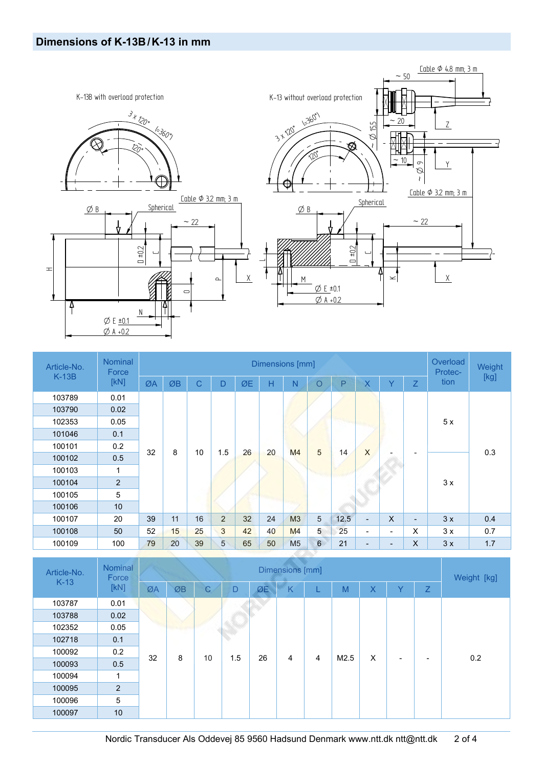## Dimensions of K-13B / K-13 in mm

K-13B with overload protection

K-13 without overload protection

| Article-No. K-13B | Nominal Force [kN] | Dimensions [mm] | | | | | | | | | | | | Overload Protec-tion | Weight [kg] |
|---|---|---|---|---|---|---|---|---|---|---|---|---|---|---|---|
| | | ØA | ØB | C | D | ØE | H | N | O | P | X | Y | Z | | |
| 103789 | 0.01 | 32 | 8 | 10 | 1.5 | 26 | 20 | M4 | 5 | 14 | X | - | - | 5 x | 0.3 |
| 103790 | 0.02 | 32 | 8 | 10 | 1.5 | 26 | 20 | M4 | 5 | 14 | X | - | - | 5 x | 0.3 |
| 102353 | 0.05 | 32 | 8 | 10 | 1.5 | 26 | 20 | M4 | 5 | 14 | X | - | - | 5 x | 0.3 |
| 101046 | 0.1 | 32 | 8 | 10 | 1.5 | 26 | 20 | M4 | 5 | 14 | X | - | - | 5 x | 0.3 |
| 100101 | 0.2 | 32 | 8 | 10 | 1.5 | 26 | 20 | M4 | 5 | 14 | X | - | - | 5 x | 0.3 |
| 100102 | 0.5 | 32 | 8 | 10 | 1.5 | 26 | 20 | M4 | 5 | 14 | X | - | - | 3 x | 0.3 |
| 100103 | 1 | 32 | 8 | 10 | 1.5 | 26 | 20 | M4 | 5 | 14 | X | - | - | 3 x | 0.3 |
| 100104 | 2 | 32 | 8 | 10 | 1.5 | 26 | 20 | M4 | 5 | 14 | X | - | - | 3 x | 0.3 |
| 100105 | 5 | 32 | 8 | 10 | 1.5 | 26 | 20 | M4 | 5 | 14 | X | - | - | 3 x | 0.3 |
| 100106 | 10 | 32 | 8 | 10 | 1.5 | 26 | 20 | M4 | 5 | 14 | X | - | - | 3 x | 0.3 |
| 100107 | 20 | 39 | 11 | 16 | 2 | 32 | 24 | M3 | 5 | 12.5 | - | X | - | 3 x | 0.4 |
| 100108 | 50 | 52 | 15 | 25 | 3 | 42 | 40 | M4 | 5 | 25 | - | - | X | 3 x | 0.7 |
| 100109 | 100 | 79 | 20 | 39 | 5 | 65 | 50 | M5 | 6 | 21 | - | - | X | 3 x | 1.7 |

| Article-No. K-13 | Nominal Force [kN] | Dimensions [mm] | | | | | | | | | | | Weight [kg] |
|---|---|---|---|---|---|---|---|---|---|---|---|---|---|
| | | ØA | ØB | C | D | ØE | K | L | M | X | Y | Z | |
| 103787 | 0.01 | 32 | 8 | 10 | 1.5 | 26 | 4 | 4 | M2.5 | X | - | - | 0.2 |
| 103788 | 0.02 | 32 | 8 | 10 | 1.5 | 26 | 4 | 4 | M2.5 | X | - | - | 0.2 |
| 102352 | 0.05 | 32 | 8 | 10 | 1.5 | 26 | 4 | 4 | M2.5 | X | - | - | 0.2 |
| 102718 | 0.1 | 32 | 8 | 10 | 1.5 | 26 | 4 | 4 | M2.5 | X | - | - | 0.2 |
| 100092 | 0.2 | 32 | 8 | 10 | 1.5 | 26 | 4 | 4 | M2.5 | X | - | - | 0.2 |
| 100093 | 0.5 | 32 | 8 | 10 | 1.5 | 26 | 4 | 4 | M2.5 | X | - | - | 0.2 |
| 100094 | 1 | 32 | 8 | 10 | 1.5 | 26 | 4 | 4 | M2.5 | X | - | - | 0.2 |
| 100095 | 2 | 32 | 8 | 10 | 1.5 | 26 | 4 | 4 | M2.5 | X | - | - | 0.2 |
| 100096 | 5 | 32 | 8 | 10 | 1.5 | 26 | 4 | 4 | M2.5 | X | - | - | 0.2 |
| 100097 | 10 | 32 | 8 | 10 | 1.5 | 26 | 4 | 4 | M2.5 | X | - | - | 0.2 |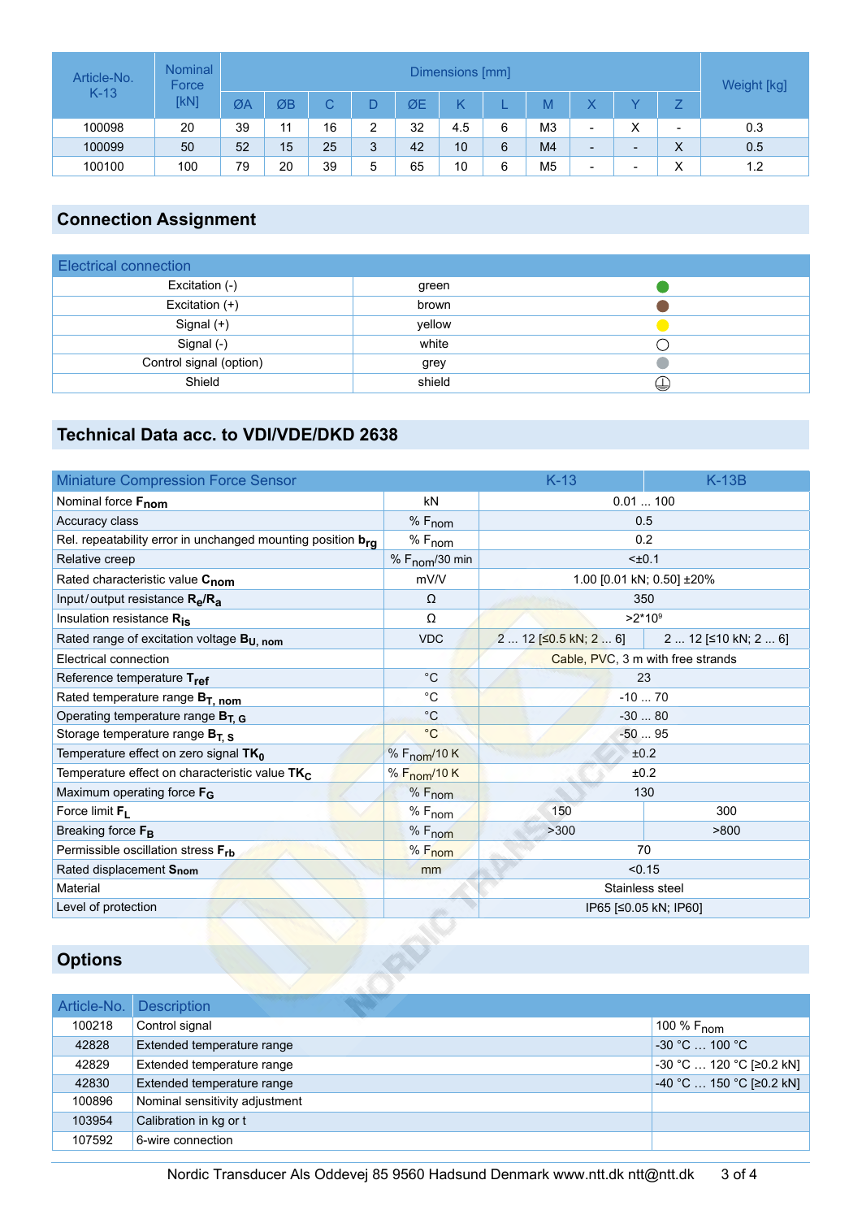| Article-No. K-13 | Nominal Force [kN] | Dimensions [mm] | | | | | | | | | | | Weight [kg] |
|---|---|---|---|---|---|---|---|---|---|---|---|---|---|
| | | ØA | ØB | C | D | ØE | K | L | M | X | Y | Z | |
| 100098 | 20 | 39 | 11 | 16 | 2 | 32 | 4.5 | 6 | M3 | - | X | - | 0.3 |
| 100099 | 50 | 52 | 15 | 25 | 3 | 42 | 10 | 6 | M4 | - | - | X | 0.5 |
| 100100 | 100 | 79 | 20 | 39 | 5 | 65 | 10 | 6 | M5 | - | - | X | 1.2 |

## Connection Assignment

| Electrical connection | | |
|---|---|---|
| Excitation (-) | green | ● |
| Excitation (+) | brown | ● |
| Signal (+) | yellow | ● |
| Signal (-) | white | ○ |
| Control signal (option) | grey | ● |
| Shield | shield | ⏚ |

## Technical Data acc. to VDI/VDE/DKD 2638

| Miniature Compression Force Sensor | | K-13 | K-13B |
|---|---|---|---|
| Nominal force $F_{nom}$ | kN | 0.01 ... 100 | |
| Accuracy class | % $F_{nom}$ | 0.5 | |
| Rel. repeatability error in unchanged mounting position $b_{rg}$ | % $F_{nom}$ | 0.2 | |
| Relative creep | % $F_{nom}$/30 min | <±0.1 | |
| Rated characteristic value $C_{nom}$ | mV/V | 1.00 [0.01 kN; 0.50] ±20% | |
| Input/output resistance $R_e/R_a$ | Ω | 350 | |
| Insulation resistance $R_{is}$ | Ω | >2*10⁹ | |
| Rated range of excitation voltage $B_{U,\ nom}$ | VDC | 2 ... 12 [≤0.5 kN; 2 ... 6] | 2 ... 12 [≤10 kN; 2 ... 6] |
| Electrical connection | | Cable, PVC, 3 m with free strands | |
| Reference temperature $T_{ref}$ | °C | 23 | |
| Rated temperature range $B_{T,\ nom}$ | °C | -10 ... 70 | |
| Operating temperature range $B_{T,\ G}$ | °C | -30 ... 80 | |
| Storage temperature range $B_{T,\ S}$ | °C | -50 ... 95 | |
| Temperature effect on zero signal $TK_0$ | % $F_{nom}$/10 K | ±0.2 | |
| Temperature effect on characteristic value $TK_C$ | % $F_{nom}$/10 K | ±0.2 | |
| Maximum operating force $F_G$ | % $F_{nom}$ | 130 | |
| Force limit $F_L$ | % $F_{nom}$ | 150 | 300 |
| Breaking force $F_B$ | % $F_{nom}$ | >300 | >800 |
| Permissible oscillation stress $F_{rb}$ | % $F_{nom}$ | 70 | |
| Rated displacement $S_{nom}$ | mm | <0.15 | |
| Material | | Stainless steel | |
| Level of protection | | IP65 [≤0.05 kN; IP60] | |

## Options

| Article-No. | Description | |
|---|---|---|
| 100218 | Control signal | 100 % $F_{nom}$ |
| 42828 | Extended temperature range | -30 °C … 100 °C |
| 42829 | Extended temperature range | -30 °C … 120 °C [≥0.2 kN] |
| 42830 | Extended temperature range | -40 °C … 150 °C [≥0.2 kN] |
| 100896 | Nominal sensitivity adjustment | |
| 103954 | Calibration in kg or t | |
| 107592 | 6-wire connection | |

Nordic Transducer Als Oddevej 85 9560 Hadsund Denmark www.ntt.dk ntt@ntt.dk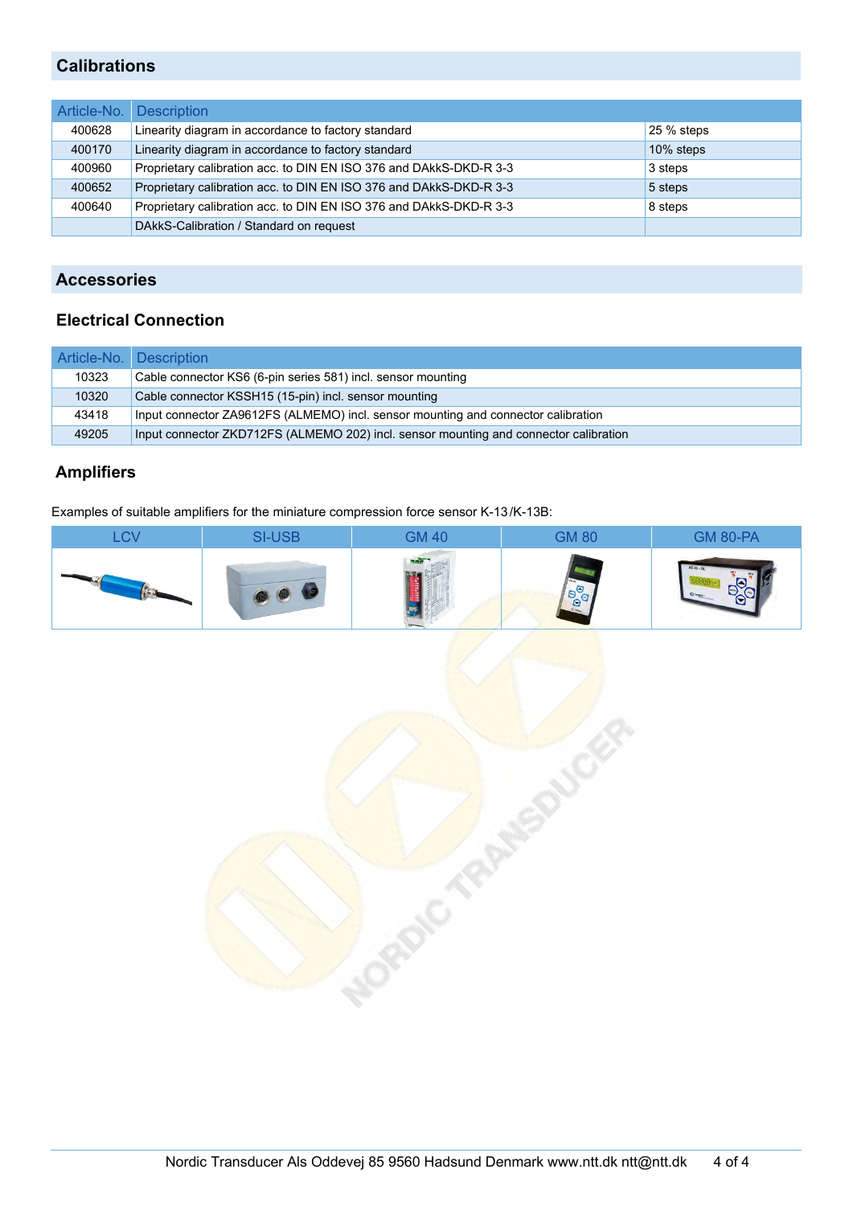## Calibrations

| Article-No. | Description | |
|---|---|---|
| 400628 | Linearity diagram in accordance to factory standard | 25 % steps |
| 400170 | Linearity diagram in accordance to factory standard | 10% steps |
| 400960 | Proprietary calibration acc. to DIN EN ISO 376 and DAkkS-DKD-R 3-3 | 3 steps |
| 400652 | Proprietary calibration acc. to DIN EN ISO 376 and DAkkS-DKD-R 3-3 | 5 steps |
| 400640 | Proprietary calibration acc. to DIN EN ISO 376 and DAkkS-DKD-R 3-3 | 8 steps |
| | DAkkS-Calibration / Standard on request | |

## Accessories

### Electrical Connection

| Article-No. | Description |
|---|---|
| 10323 | Cable connector KS6 (6-pin series 581) incl. sensor mounting |
| 10320 | Cable connector KSSH15 (15-pin) incl. sensor mounting |
| 43418 | Input connector ZA9612FS (ALMEMO) incl. sensor mounting and connector calibration |
| 49205 | Input connector ZKD712FS (ALMEMO 202) incl. sensor mounting and connector calibration |

### Amplifiers

Examples of suitable amplifiers for the miniature compression force sensor K-13/K-13B:

| LCV | SI-USB | GM 40 | GM 80 | GM 80-PA |
|---|---|---|---|---|
| | | | | |